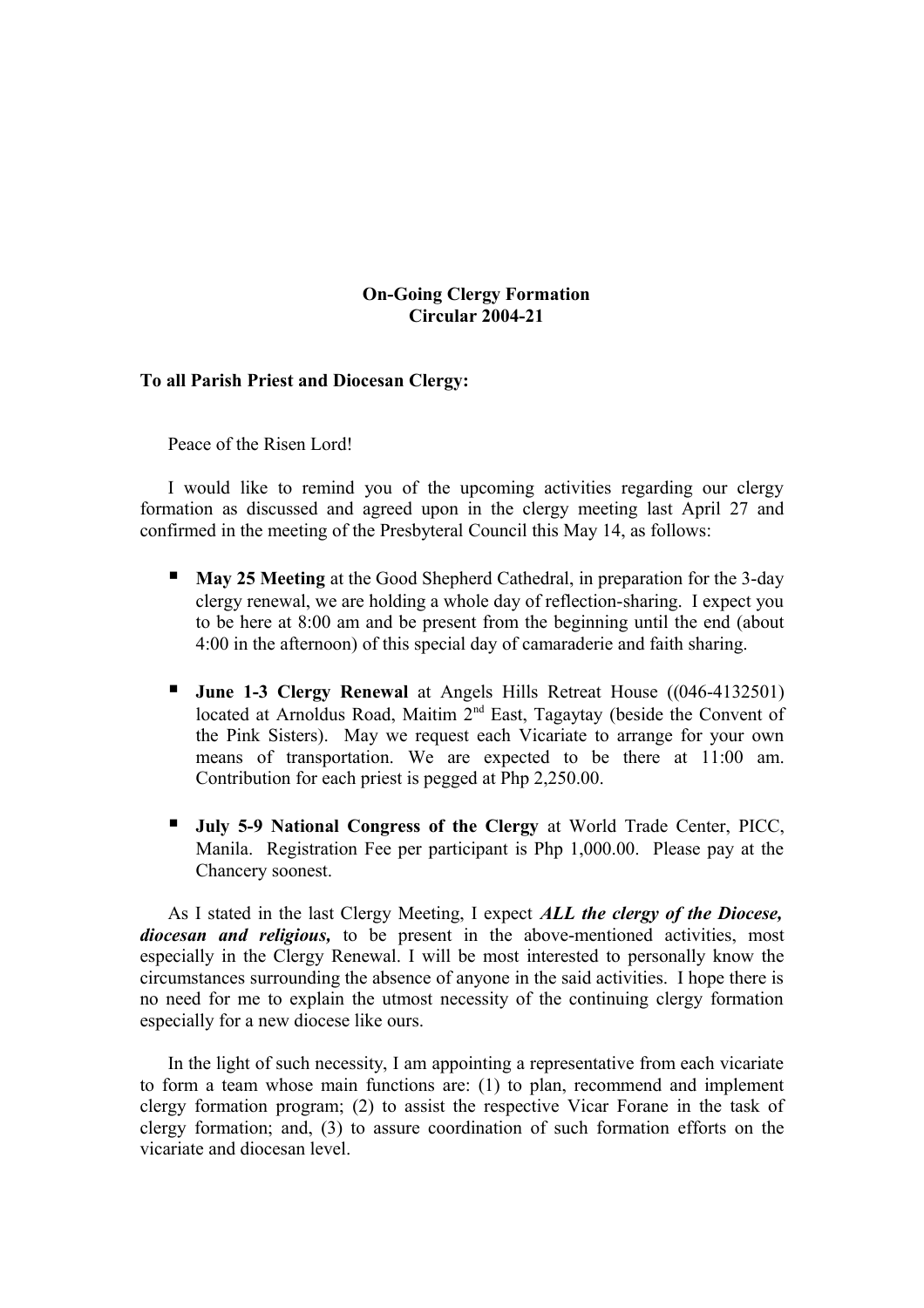**On-Going Clergy Formation**
**Circular 2004-21**

**To all Parish Priest and Diocesan Clergy:**

Peace of the Risen Lord!

I would like to remind you of the upcoming activities regarding our clergy formation as discussed and agreed upon in the clergy meeting last April 27 and confirmed in the meeting of the Presbyteral Council this May 14, as follows:

- **May 25 Meeting** at the Good Shepherd Cathedral, in preparation for the 3-day clergy renewal, we are holding a whole day of reflection-sharing. I expect you to be here at 8:00 am and be present from the beginning until the end (about 4:00 in the afternoon) of this special day of camaraderie and faith sharing.

- **June 1-3 Clergy Renewal** at Angels Hills Retreat House ((046-4132501) located at Arnoldus Road, Maitim 2nd East, Tagaytay (beside the Convent of the Pink Sisters). May we request each Vicariate to arrange for your own means of transportation. We are expected to be there at 11:00 am. Contribution for each priest is pegged at Php 2,250.00.

- **July 5-9 National Congress of the Clergy** at World Trade Center, PICC, Manila. Registration Fee per participant is Php 1,000.00. Please pay at the Chancery soonest.

As I stated in the last Clergy Meeting, I expect ***ALL the clergy of the Diocese, diocesan and religious,*** to be present in the above-mentioned activities, most especially in the Clergy Renewal. I will be most interested to personally know the circumstances surrounding the absence of anyone in the said activities. I hope there is no need for me to explain the utmost necessity of the continuing clergy formation especially for a new diocese like ours.

In the light of such necessity, I am appointing a representative from each vicariate to form a team whose main functions are: (1) to plan, recommend and implement clergy formation program; (2) to assist the respective Vicar Forane in the task of clergy formation; and, (3) to assure coordination of such formation efforts on the vicariate and diocesan level.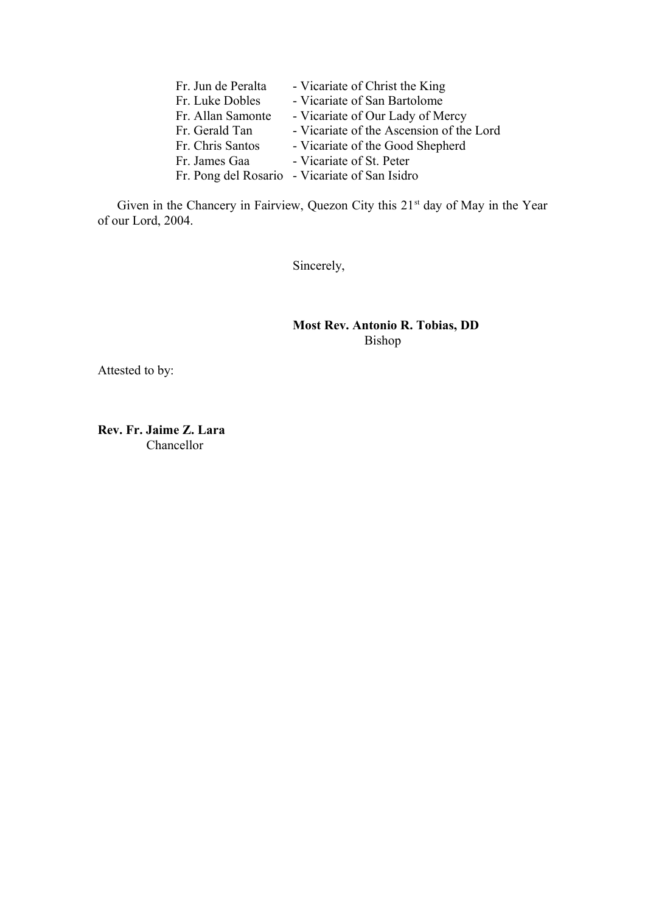| | |
|---|---|
| Fr. Jun de Peralta | - Vicariate of Christ the King |
| Fr. Luke Dobles | - Vicariate of San Bartolome |
| Fr. Allan Samonte | - Vicariate of Our Lady of Mercy |
| Fr. Gerald Tan | - Vicariate of the Ascension of the Lord |
| Fr. Chris Santos | - Vicariate of the Good Shepherd |
| Fr. James Gaa | - Vicariate of St. Peter |
| Fr. Pong del Rosario | - Vicariate of San Isidro |

Given in the Chancery in Fairview, Quezon City this 21st day of May in the Year of our Lord, 2004.

Sincerely,

**Most Rev. Antonio R. Tobias, DD**
Bishop

Attested to by:

**Rev. Fr. Jaime Z. Lara**
Chancellor